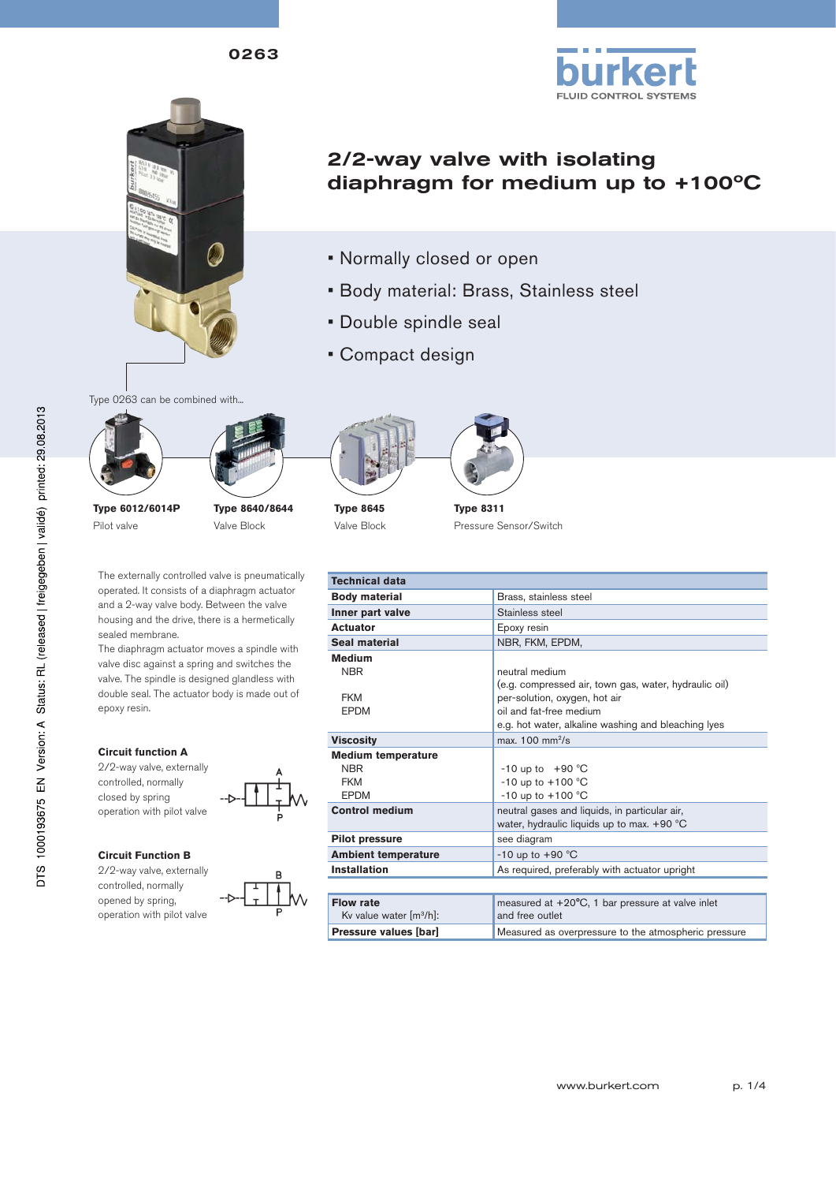0263

# 2/2-way valve with isolating diaphragm for medium up to +100°C

- Normally closed or open
- Body material: Brass, Stainless steel
- Double spindle seal
- Compact design

Type 0263 can be combined with...

**Type 6012/6014P**
Pilot valve

**Type 8640/8644**
Valve Block

**Type 8645**
Valve Block

**Type 8311**
Pressure Sensor/Switch

The externally controlled valve is pneumatically operated. It consists of a diaphragm actuator and a 2-way valve body. Between the valve housing and the drive, there is a hermetically sealed membrane.
The diaphragm actuator moves a spindle with valve disc against a spring and switches the valve. The spindle is designed glandless with double seal. The actuator body is made out of epoxy resin.

**Circuit function A**
2/2-way valve, externally controlled, normally closed by spring operation with pilot valve

**Circuit Function B**
2/2-way valve, externally controlled, normally opened by spring, operation with pilot valve

| Technical data | |
|---|---|
| **Body material** | Brass, stainless steel |
| **Inner part valve** | Stainless steel |
| **Actuator** | Epoxy resin |
| **Seal material** | NBR, FKM, EPDM, |
| **Medium** | |
| NBR | neutral medium (e.g. compressed air, town gas, water, hydraulic oil) |
| FKM | per-solution, oxygen, hot air oil and fat-free medium |
| EPDM | e.g. hot water, alkaline washing and bleaching lyes |
| **Viscosity** | max. 100 mm²/s |
| **Medium temperature** | |
| NBR | -10 up to +90 °C |
| FKM | -10 up to +100 °C |
| EPDM | -10 up to +100 °C |
| **Control medium** | neutral gases and liquids, in particular air, water, hydraulic liquids up to max. +90 °C |
| **Pilot pressure** | see diagram |
| **Ambient temperature** | -10 up to +90 °C |
| **Installation** | As required, preferably with actuator upright |

| | |
|---|---|
| **Flow rate** Kv value water [m³/h]: | measured at +20°C, 1 bar pressure at valve inlet and free outlet |
| **Pressure values [bar]** | Measured as overpressure to the atmospheric pressure |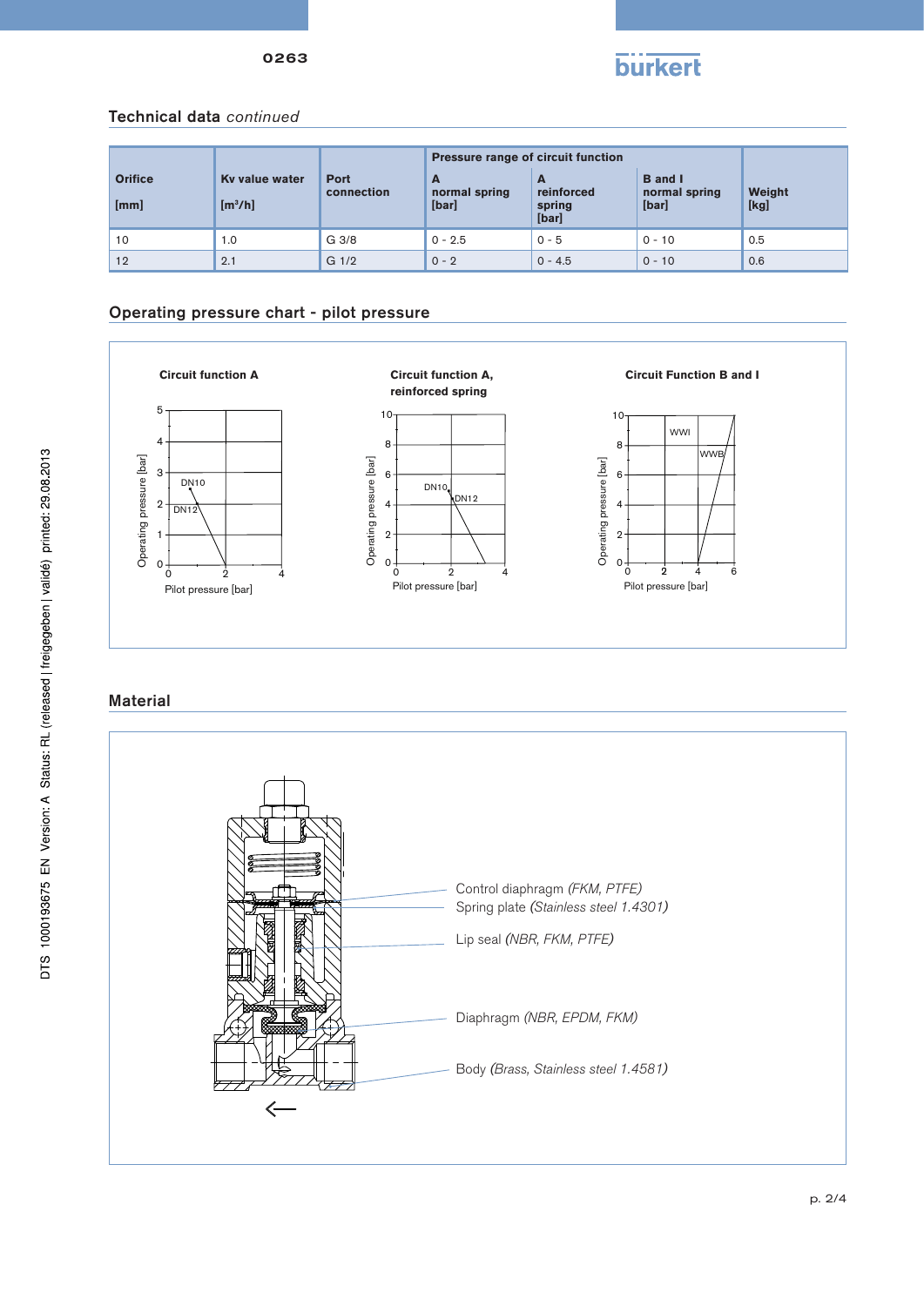## Technical data *continued*

| Orifice [mm] | Kv value water [m³/h] | Port connection | Pressure range of circuit function A normal spring [bar] | A reinforced spring [bar] | B and I normal spring [bar] | Weight [kg] |
|---|---|---|---|---|---|---|
| 10 | 1.0 | G 3/8 | 0 - 2.5 | 0 - 5 | 0 - 10 | 0.5 |
| 12 | 2.1 | G 1/2 | 0 - 2 | 0 - 4.5 | 0 - 10 | 0.6 |

## Operating pressure chart - pilot pressure

**Circuit function A**

**Circuit function A, reinforced spring**

**Circuit Function B and I**

## Material

Control diaphragm *(FKM, PTFE)*

Spring plate *(Stainless steel 1.4301)*

Lip seal *(NBR, FKM, PTFE)*

Diaphragm *(NBR, EPDM, FKM)*

Body *(Brass, Stainless steel 1.4581)*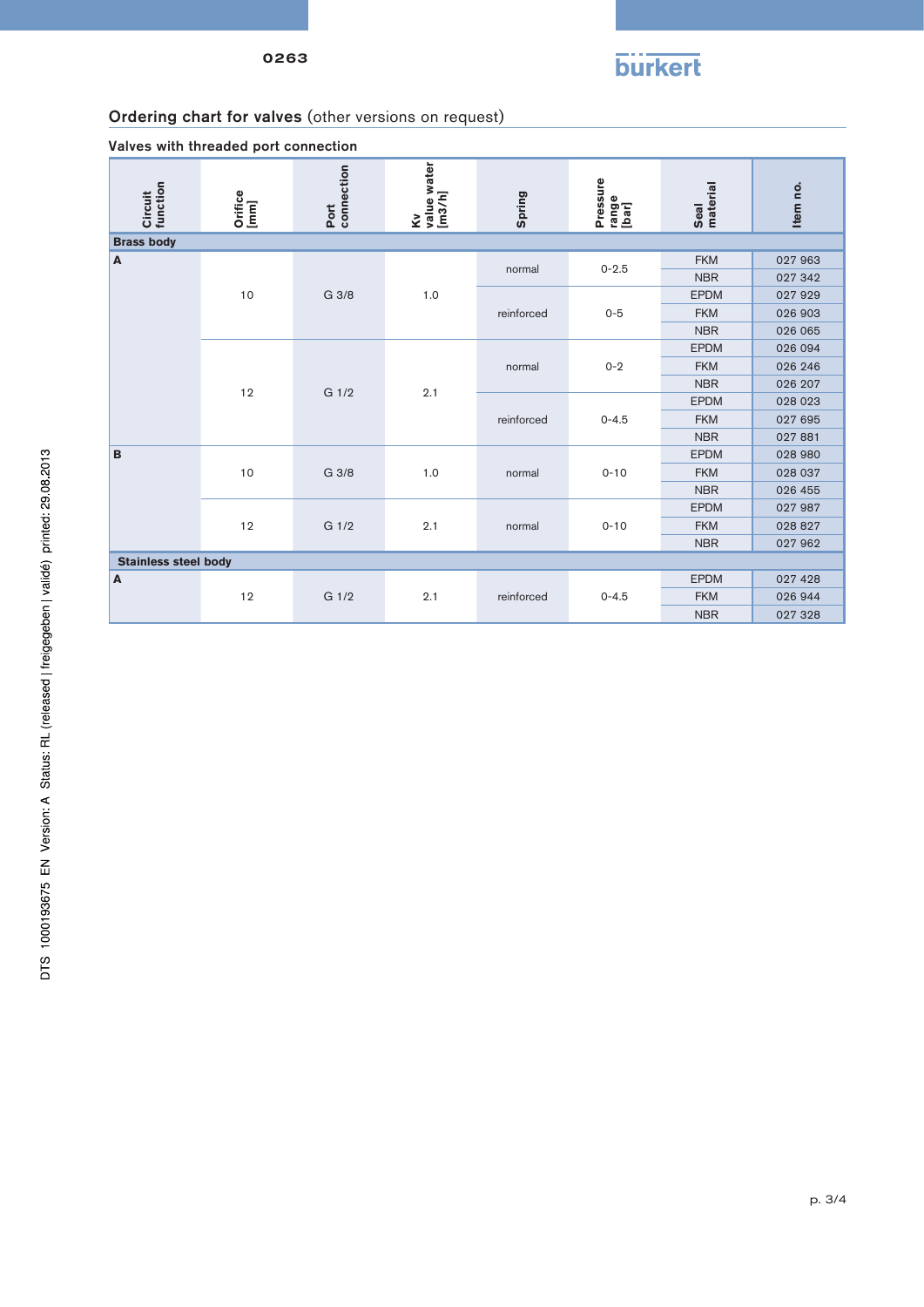## Ordering chart for valves (other versions on request)

### Valves with threaded port connection

| Circuit function | Orifice [mm] | Port connection | Kv value water [m3/h] | Spring | Pressure range [bar] | Seal material | Item no. |
|---|---|---|---|---|---|---|---|
| **Brass body** | | | | | | | |
| A | 10 | G 3/8 | 1.0 | normal | 0-2.5 | FKM | 027 963 |
| | | | | | | NBR | 027 342 |
| | | | | reinforced | 0-5 | EPDM | 027 929 |
| | | | | | | FKM | 026 903 |
| | | | | | | NBR | 026 065 |
| | 12 | G 1/2 | 2.1 | normal | 0-2 | EPDM | 026 094 |
| | | | | | | FKM | 026 246 |
| | | | | | | NBR | 026 207 |
| | | | | reinforced | 0-4.5 | EPDM | 028 023 |
| | | | | | | FKM | 027 695 |
| | | | | | | NBR | 027 881 |
| B | 10 | G 3/8 | 1.0 | normal | 0-10 | EPDM | 028 980 |
| | | | | | | FKM | 028 037 |
| | | | | | | NBR | 026 455 |
| | 12 | G 1/2 | 2.1 | normal | 0-10 | EPDM | 027 987 |
| | | | | | | FKM | 028 827 |
| | | | | | | NBR | 027 962 |
| **Stainless steel body** | | | | | | | |
| A | 12 | G 1/2 | 2.1 | reinforced | 0-4.5 | EPDM | 027 428 |
| | | | | | | FKM | 026 944 |
| | | | | | | NBR | 027 328 |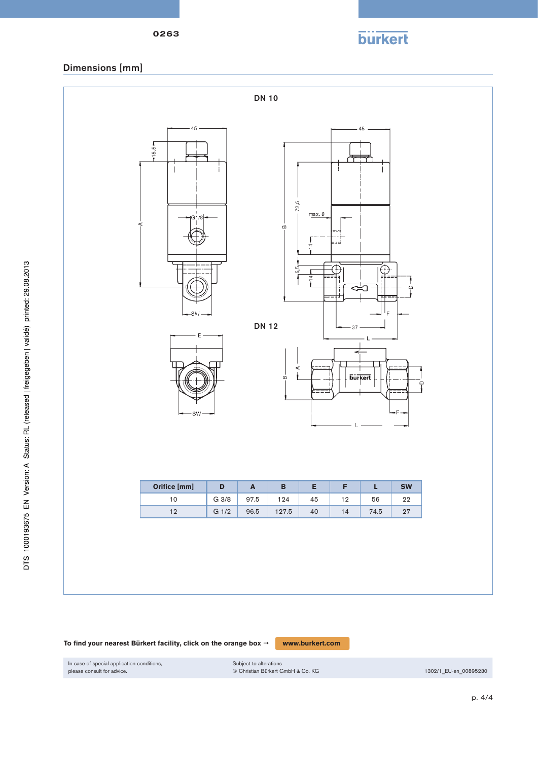## Dimensions [mm]

DN 10

DN 12

| Orifice [mm] | D | A | B | E | F | L | SW |
|---|---|---|---|---|---|---|---|
| 10 | G 3/8 | 97.5 | 124 | 45 | 12 | 56 | 22 |
| 12 | G 1/2 | 96.5 | 127.5 | 40 | 14 | 74.5 | 27 |

**To find your nearest Bürkert facility, click on the orange box →** **www.burkert.com**

In case of special application conditions, please consult for advice.

Subject to alterations
© Christian Bürkert GmbH & Co. KG

1302/1_EU-en_00895230